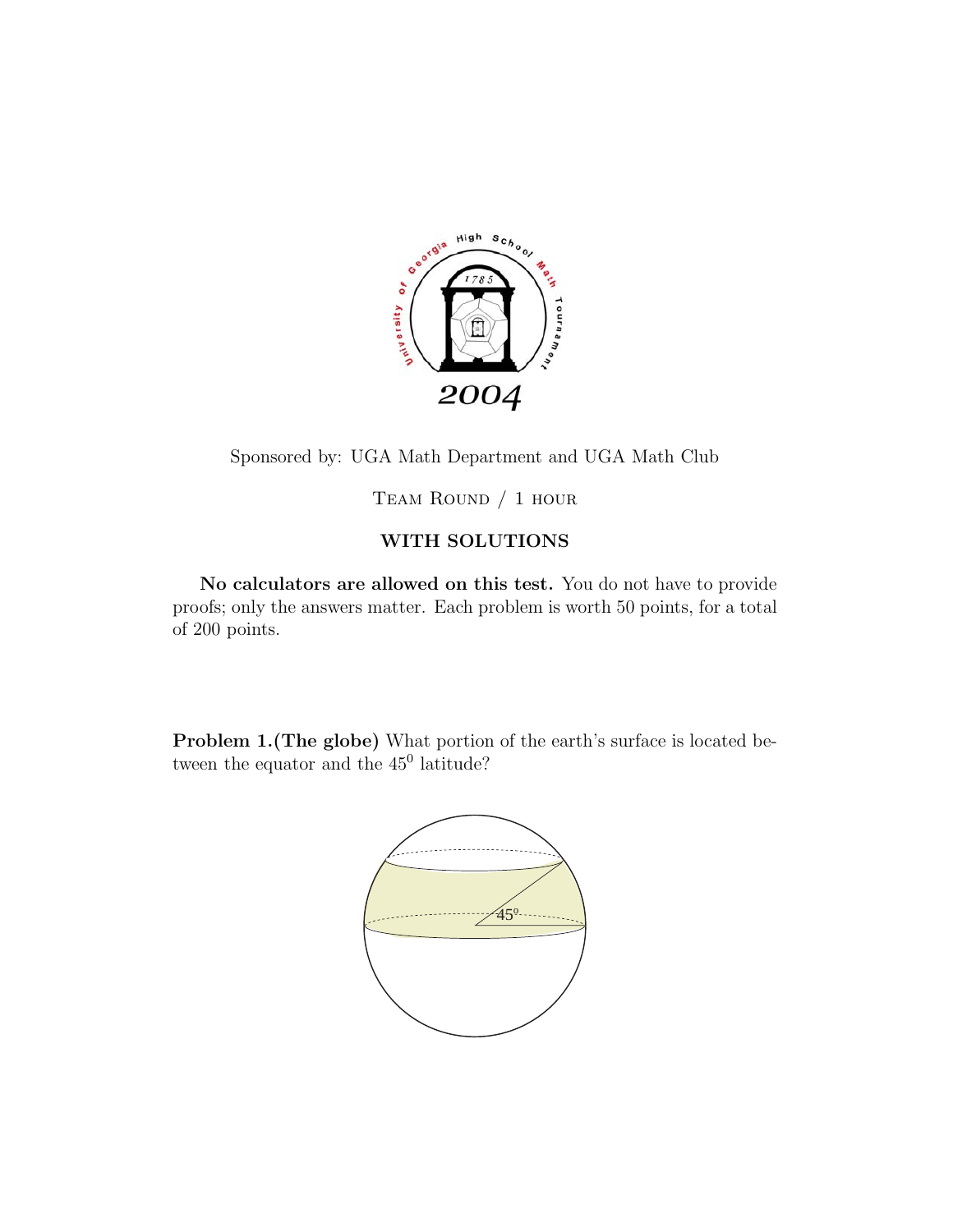2004

Sponsored by: UGA Math Department and UGA Math Club

Team Round / 1 hour

**WITH SOLUTIONS**

**No calculators are allowed on this test.** You do not have to provide proofs; only the answers matter. Each problem is worth 50 points, for a total of 200 points.

**Problem 1.(The globe)** What portion of the earth's surface is located between the equator and the $45^0$ latitude?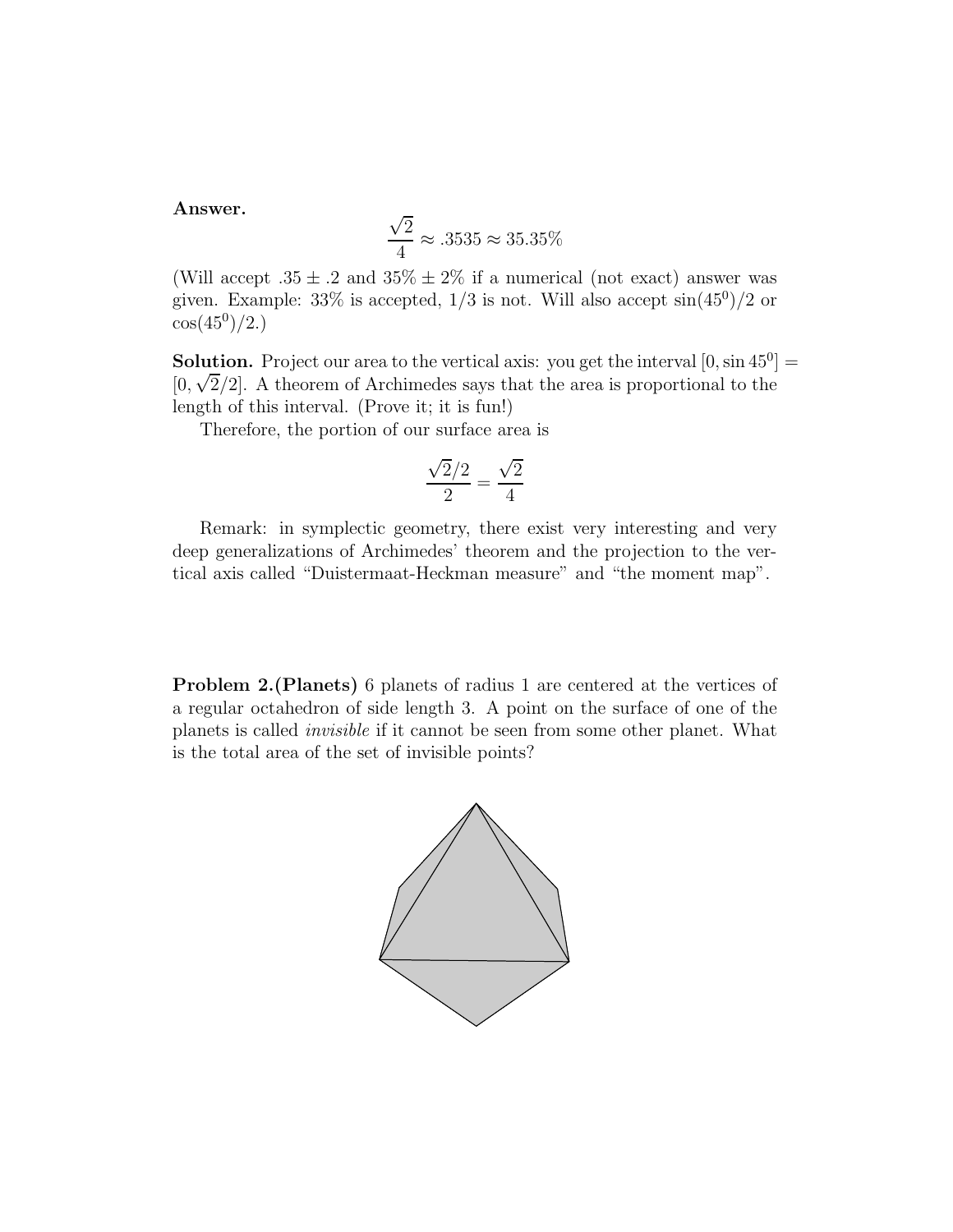**Answer.**

$$\frac{\sqrt{2}}{4} \approx .3535 \approx 35.35\%$$

(Will accept $.35 \pm .2$ and $35\% \pm 2\%$ if a numerical (not exact) answer was given. Example: 33% is accepted, 1/3 is not. Will also accept $\sin(45^0)/2$ or $\cos(45^0)/2$.)

**Solution.** Project our area to the vertical axis: you get the interval $[0, \sin 45^0] = [0, \sqrt{2}/2]$. A theorem of Archimedes says that the area is proportional to the length of this interval. (Prove it; it is fun!)

Therefore, the portion of our surface area is

$$\frac{\sqrt{2}/2}{2} = \frac{\sqrt{2}}{4}$$

Remark: in symplectic geometry, there exist very interesting and very deep generalizations of Archimedes' theorem and the projection to the vertical axis called "Duistermaat-Heckman measure" and "the moment map".

**Problem 2.(Planets)** 6 planets of radius 1 are centered at the vertices of a regular octahedron of side length 3. A point on the surface of one of the planets is called *invisible* if it cannot be seen from some other planet. What is the total area of the set of invisible points?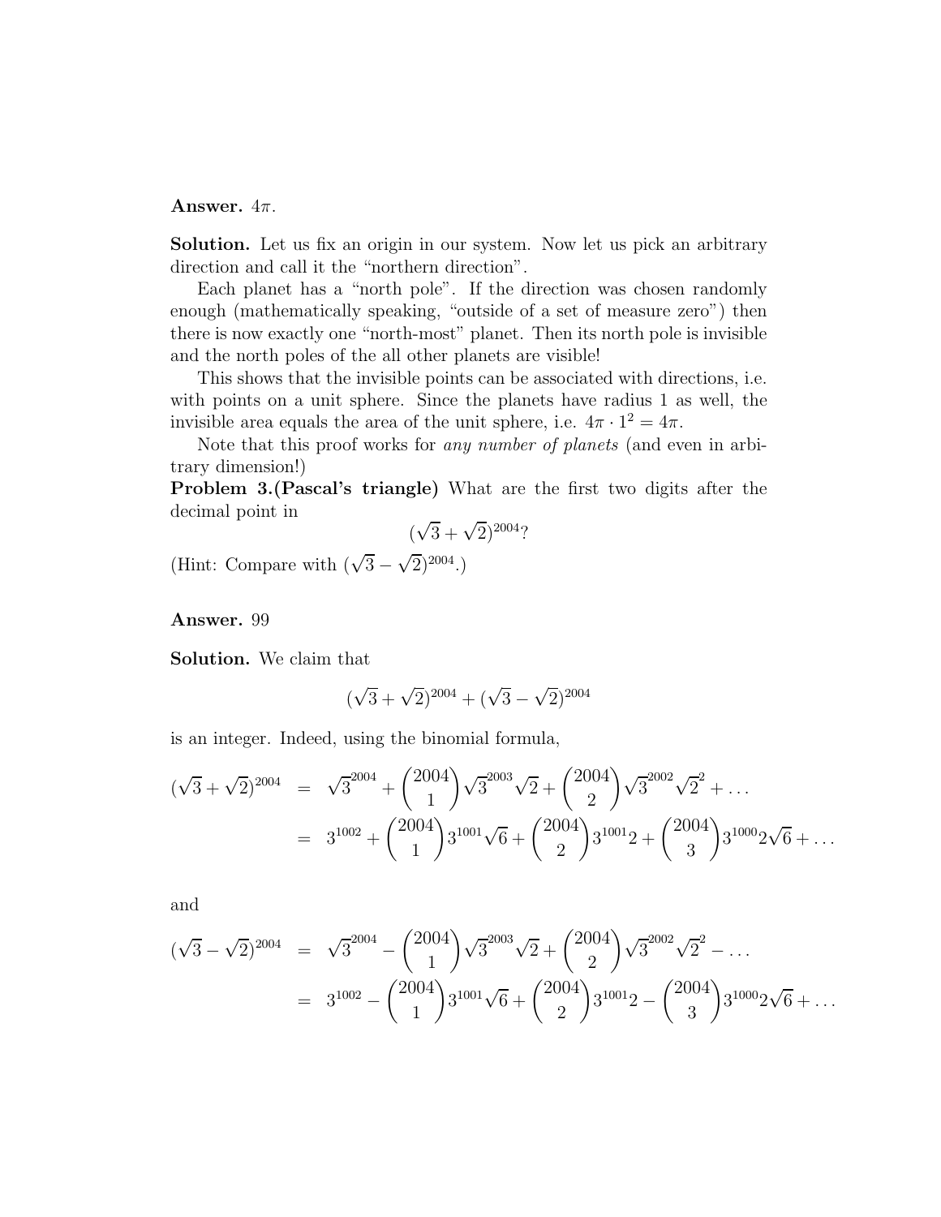**Answer.** $4\pi$.

**Solution.** Let us fix an origin in our system. Now let us pick an arbitrary direction and call it the "northern direction".

Each planet has a "north pole". If the direction was chosen randomly enough (mathematically speaking, "outside of a set of measure zero") then there is now exactly one "north-most" planet. Then its north pole is invisible and the north poles of the all other planets are visible!

This shows that the invisible points can be associated with directions, i.e. with points on a unit sphere. Since the planets have radius 1 as well, the invisible area equals the area of the unit sphere, i.e. $4\pi \cdot 1^2 = 4\pi$.

Note that this proof works for *any number of planets* (and even in arbitrary dimension!)

**Problem 3.(Pascal's triangle)** What are the first two digits after the decimal point in

$$(\sqrt{3}+\sqrt{2})^{2004}?$$

(Hint: Compare with $(\sqrt{3}-\sqrt{2})^{2004}$.)

**Answer.** 99

**Solution.** We claim that

$$(\sqrt{3}+\sqrt{2})^{2004} + (\sqrt{3}-\sqrt{2})^{2004}$$

is an integer. Indeed, using the binomial formula,

$$\begin{aligned}
(\sqrt{3}+\sqrt{2})^{2004} &= \sqrt{3}^{2004} + \binom{2004}{1}\sqrt{3}^{2003}\sqrt{2} + \binom{2004}{2}\sqrt{3}^{2002}\sqrt{2}^{2} + \dots \\
&= 3^{1002} + \binom{2004}{1}3^{1001}\sqrt{6} + \binom{2004}{2}3^{1001}2 + \binom{2004}{3}3^{1000}2\sqrt{6} + \dots
\end{aligned}$$

and

$$\begin{aligned}
(\sqrt{3}-\sqrt{2})^{2004} &= \sqrt{3}^{2004} - \binom{2004}{1}\sqrt{3}^{2003}\sqrt{2} + \binom{2004}{2}\sqrt{3}^{2002}\sqrt{2}^{2} - \dots \\
&= 3^{1002} - \binom{2004}{1}3^{1001}\sqrt{6} + \binom{2004}{2}3^{1001}2 - \binom{2004}{3}3^{1000}2\sqrt{6} + \dots
\end{aligned}$$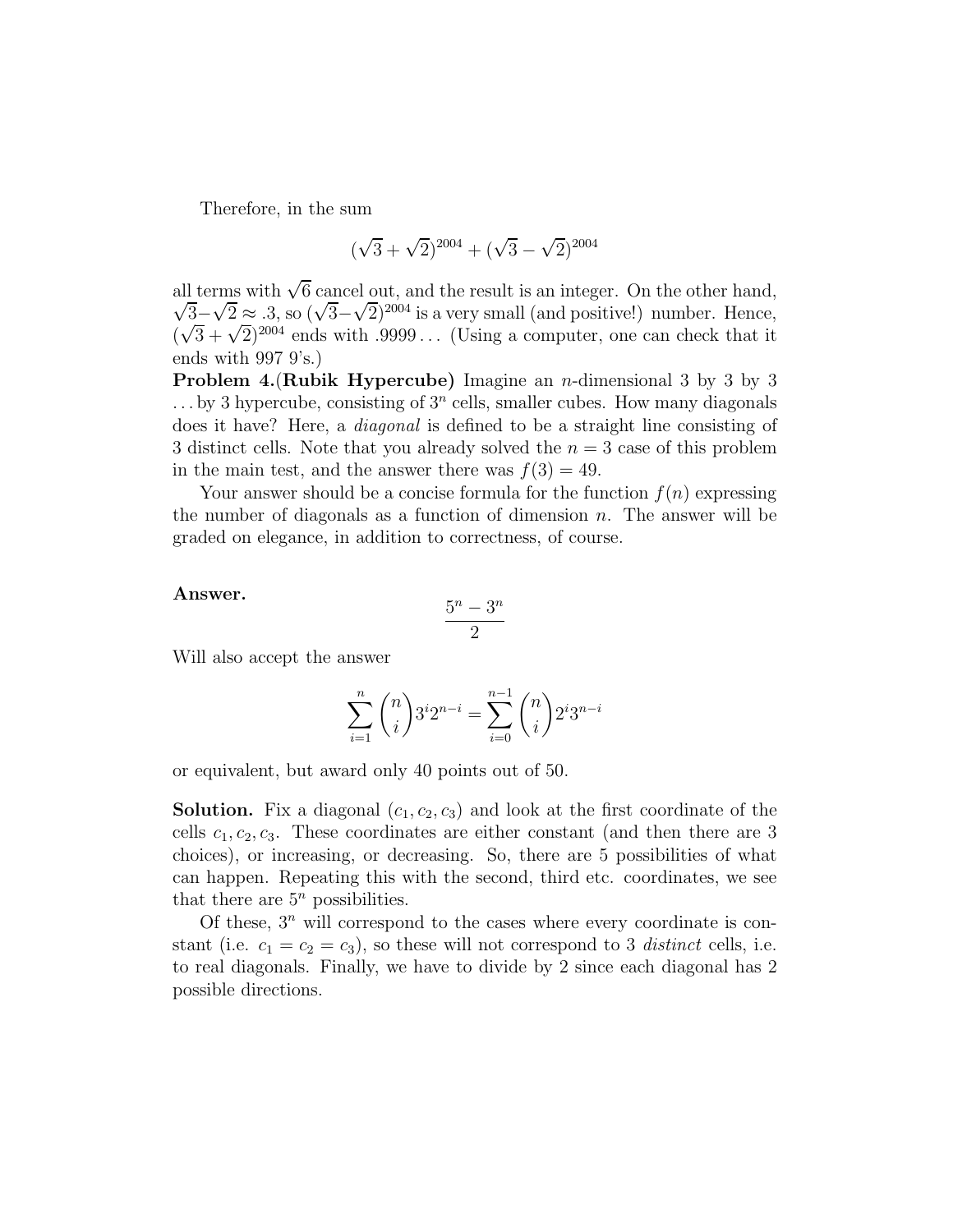Therefore, in the sum

$$(\sqrt{3}+\sqrt{2})^{2004}+(\sqrt{3}-\sqrt{2})^{2004}$$

all terms with $\sqrt{6}$ cancel out, and the result is an integer. On the other hand, $\sqrt{3}-\sqrt{2}\approx .3$, so $(\sqrt{3}-\sqrt{2})^{2004}$ is a very small (and positive!) number. Hence, $(\sqrt{3}+\sqrt{2})^{2004}$ ends with .9999... (Using a computer, one can check that it ends with 997 9's.)

**Problem 4.(Rubik Hypercube)** Imagine an $n$-dimensional 3 by 3 by 3 ... by 3 hypercube, consisting of $3^n$ cells, smaller cubes. How many diagonals does it have? Here, a *diagonal* is defined to be a straight line consisting of 3 distinct cells. Note that you already solved the $n=3$ case of this problem in the main test, and the answer there was $f(3)=49$.

Your answer should be a concise formula for the function $f(n)$ expressing the number of diagonals as a function of dimension $n$. The answer will be graded on elegance, in addition to correctness, of course.

**Answer.**

$$\frac{5^n-3^n}{2}$$

Will also accept the answer

$$\sum_{i=1}^{n}\binom{n}{i}3^i2^{n-i}=\sum_{i=0}^{n-1}\binom{n}{i}2^i3^{n-i}$$

or equivalent, but award only 40 points out of 50.

**Solution.** Fix a diagonal $(c_1,c_2,c_3)$ and look at the first coordinate of the cells $c_1,c_2,c_3$. These coordinates are either constant (and then there are 3 choices), or increasing, or decreasing. So, there are 5 possibilities of what can happen. Repeating this with the second, third etc. coordinates, we see that there are $5^n$ possibilities.

Of these, $3^n$ will correspond to the cases where every coordinate is constant (i.e. $c_1=c_2=c_3$), so these will not correspond to 3 *distinct* cells, i.e. to real diagonals. Finally, we have to divide by 2 since each diagonal has 2 possible directions.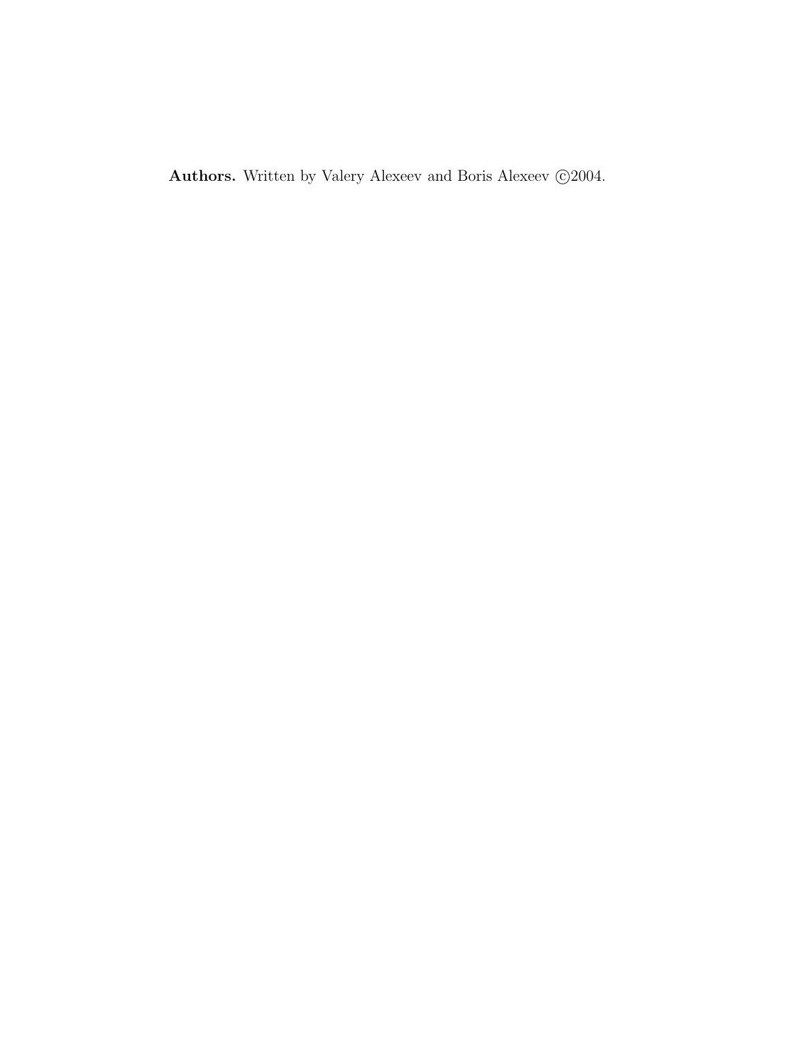**Authors.** Written by Valery Alexeev and Boris Alexeev ©2004.